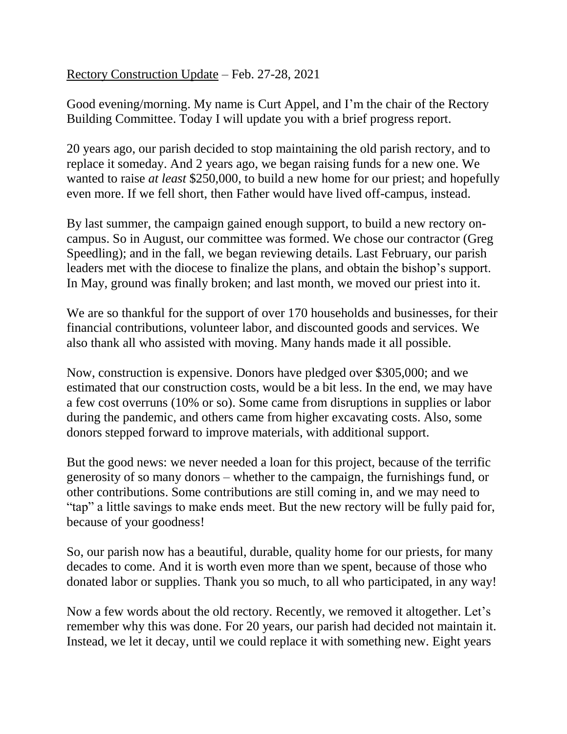Rectory Construction Update – Feb. 27-28, 2021

Good evening/morning. My name is Curt Appel, and I'm the chair of the Rectory Building Committee. Today I will update you with a brief progress report.

20 years ago, our parish decided to stop maintaining the old parish rectory, and to replace it someday. And 2 years ago, we began raising funds for a new one. We wanted to raise *at least* $250,000, to build a new home for our priest; and hopefully even more. If we fell short, then Father would have lived off-campus, instead.

By last summer, the campaign gained enough support, to build a new rectory on-campus. So in August, our committee was formed. We chose our contractor (Greg Speedling); and in the fall, we began reviewing details. Last February, our parish leaders met with the diocese to finalize the plans, and obtain the bishop's support. In May, ground was finally broken; and last month, we moved our priest into it.

We are so thankful for the support of over 170 households and businesses, for their financial contributions, volunteer labor, and discounted goods and services. We also thank all who assisted with moving. Many hands made it all possible.

Now, construction is expensive. Donors have pledged over $305,000; and we estimated that our construction costs, would be a bit less. In the end, we may have a few cost overruns (10% or so). Some came from disruptions in supplies or labor during the pandemic, and others came from higher excavating costs. Also, some donors stepped forward to improve materials, with additional support.

But the good news: we never needed a loan for this project, because of the terrific generosity of so many donors – whether to the campaign, the furnishings fund, or other contributions. Some contributions are still coming in, and we may need to "tap" a little savings to make ends meet. But the new rectory will be fully paid for, because of your goodness!

So, our parish now has a beautiful, durable, quality home for our priests, for many decades to come. And it is worth even more than we spent, because of those who donated labor or supplies. Thank you so much, to all who participated, in any way!

Now a few words about the old rectory. Recently, we removed it altogether. Let's remember why this was done. For 20 years, our parish had decided not maintain it. Instead, we let it decay, until we could replace it with something new. Eight years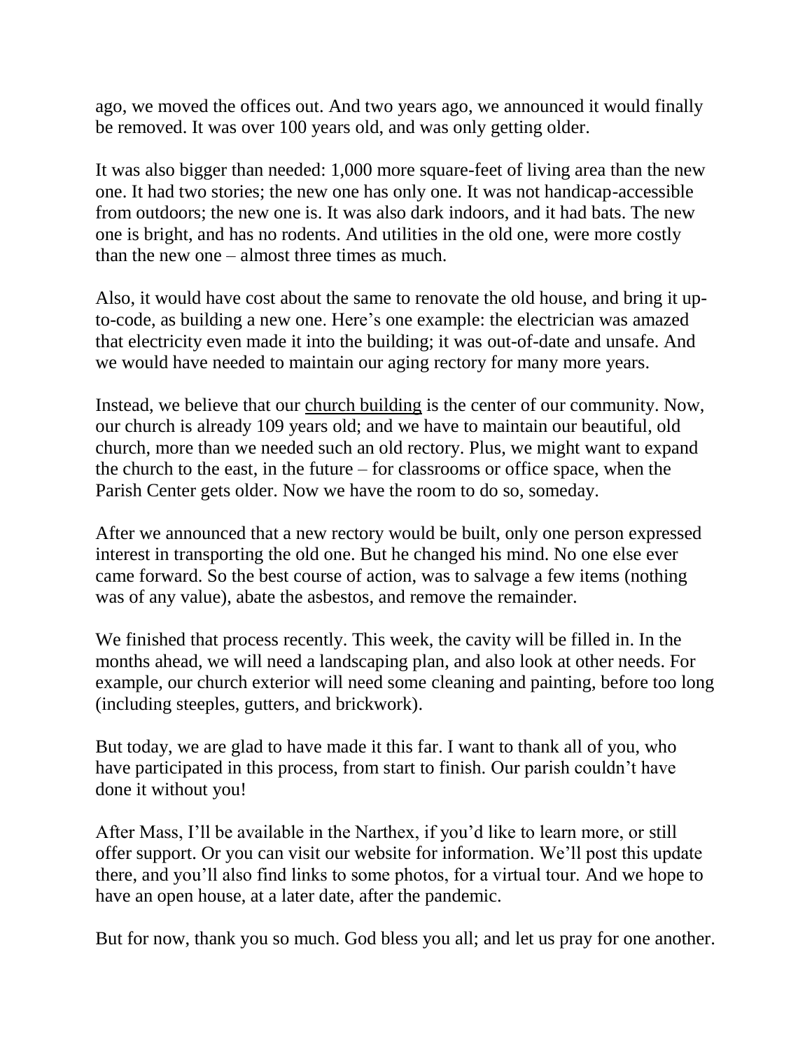ago, we moved the offices out. And two years ago, we announced it would finally be removed. It was over 100 years old, and was only getting older.

It was also bigger than needed: 1,000 more square-feet of living area than the new one. It had two stories; the new one has only one. It was not handicap-accessible from outdoors; the new one is. It was also dark indoors, and it had bats. The new one is bright, and has no rodents. And utilities in the old one, were more costly than the new one – almost three times as much.

Also, it would have cost about the same to renovate the old house, and bring it up-to-code, as building a new one. Here's one example: the electrician was amazed that electricity even made it into the building; it was out-of-date and unsafe. And we would have needed to maintain our aging rectory for many more years.

Instead, we believe that our <u>church building</u> is the center of our community. Now, our church is already 109 years old; and we have to maintain our beautiful, old church, more than we needed such an old rectory. Plus, we might want to expand the church to the east, in the future – for classrooms or office space, when the Parish Center gets older. Now we have the room to do so, someday.

After we announced that a new rectory would be built, only one person expressed interest in transporting the old one. But he changed his mind. No one else ever came forward. So the best course of action, was to salvage a few items (nothing was of any value), abate the asbestos, and remove the remainder.

We finished that process recently. This week, the cavity will be filled in. In the months ahead, we will need a landscaping plan, and also look at other needs. For example, our church exterior will need some cleaning and painting, before too long (including steeples, gutters, and brickwork).

But today, we are glad to have made it this far. I want to thank all of you, who have participated in this process, from start to finish. Our parish couldn't have done it without you!

After Mass, I'll be available in the Narthex, if you'd like to learn more, or still offer support. Or you can visit our website for information. We'll post this update there, and you'll also find links to some photos, for a virtual tour. And we hope to have an open house, at a later date, after the pandemic.

But for now, thank you so much. God bless you all; and let us pray for one another.